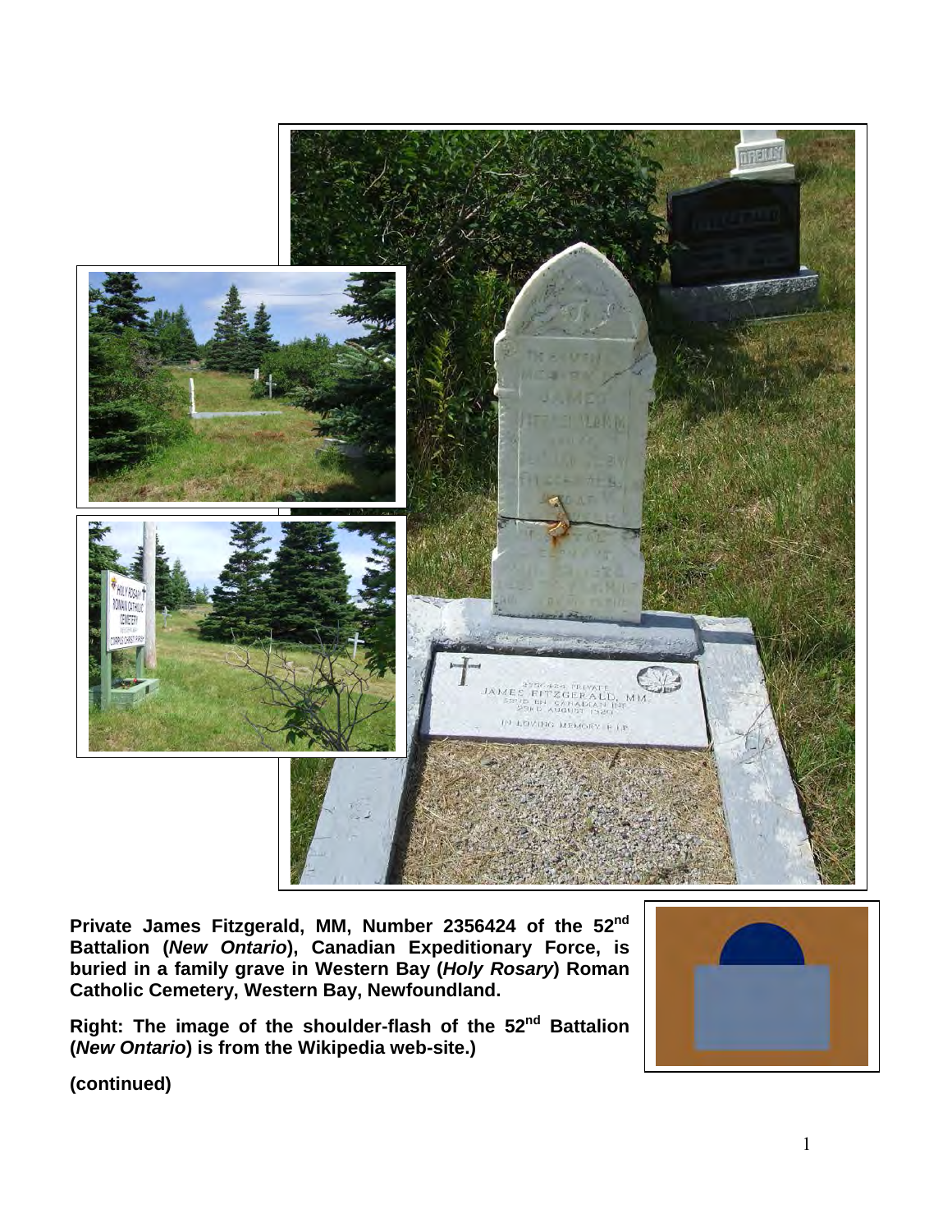**Private James Fitzgerald, MM, Number 2356424 of the 52nd Battalion (*New Ontario*), Canadian Expeditionary Force, is buried in a family grave in Western Bay (*Holy Rosary*) Roman Catholic Cemetery, Western Bay, Newfoundland.**

**Right: The image of the shoulder-flash of the 52nd Battalion (*New Ontario*) is from the Wikipedia web-site.)**

**(continued)**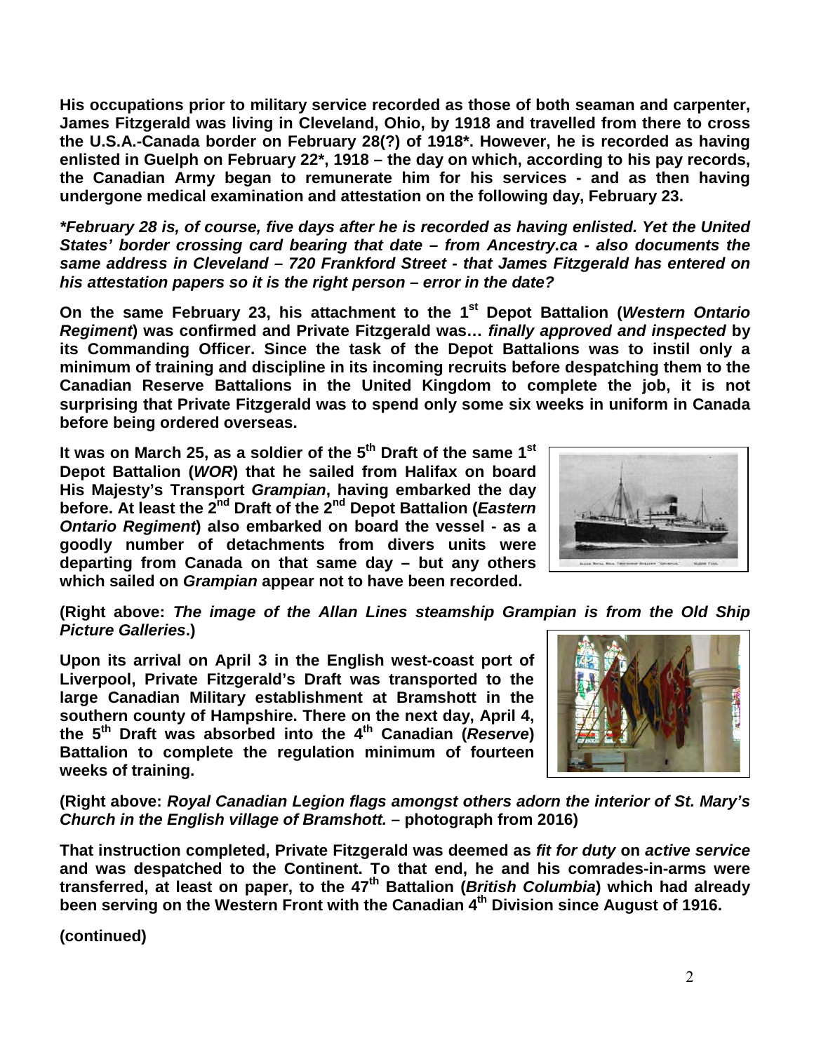**His occupations prior to military service recorded as those of both seaman and carpenter, James Fitzgerald was living in Cleveland, Ohio, by 1918 and travelled from there to cross the U.S.A.-Canada border on February 28(?) of 1918*. However, he is recorded as having enlisted in Guelph on February 22*, 1918 – the day on which, according to his pay records, the Canadian Army began to remunerate him for his services - and as then having undergone medical examination and attestation on the following day, February 23.**

***\*February 28 is, of course, five days after he is recorded as having enlisted. Yet the United States' border crossing card bearing that date – from Ancestry.ca - also documents the same address in Cleveland – 720 Frankford Street - that James Fitzgerald has entered on his attestation papers so it is the right person – error in the date?***

**On the same February 23, his attachment to the 1st Depot Battalion (*Western Ontario Regiment*) was confirmed and Private Fitzgerald was… *finally approved and inspected* by its Commanding Officer. Since the task of the Depot Battalions was to instil only a minimum of training and discipline in its incoming recruits before despatching them to the Canadian Reserve Battalions in the United Kingdom to complete the job, it is not surprising that Private Fitzgerald was to spend only some six weeks in uniform in Canada before being ordered overseas.**

**It was on March 25, as a soldier of the 5th Draft of the same 1st Depot Battalion (*WOR*) that he sailed from Halifax on board His Majesty's Transport *Grampian*, having embarked the day before. At least the 2nd Draft of the 2nd Depot Battalion (*Eastern Ontario Regiment*) also embarked on board the vessel - as a goodly number of detachments from divers units were departing from Canada on that same day – but any others which sailed on *Grampian* appear not to have been recorded.**

**(Right above: *The image of the Allan Lines steamship Grampian is from the Old Ship Picture Galleries*.)**

**Upon its arrival on April 3 in the English west-coast port of Liverpool, Private Fitzgerald's Draft was transported to the large Canadian Military establishment at Bramshott in the southern county of Hampshire. There on the next day, April 4, the 5th Draft was absorbed into the 4th Canadian (*Reserve*) Battalion to complete the regulation minimum of fourteen weeks of training.**

**(Right above: *Royal Canadian Legion flags amongst others adorn the interior of St. Mary's Church in the English village of Bramshott.* – photograph from 2016)**

**That instruction completed, Private Fitzgerald was deemed as *fit for duty* on *active service* and was despatched to the Continent. To that end, he and his comrades-in-arms were transferred, at least on paper, to the 47th Battalion (*British Columbia*) which had already been serving on the Western Front with the Canadian 4th Division since August of 1916.**

**(continued)**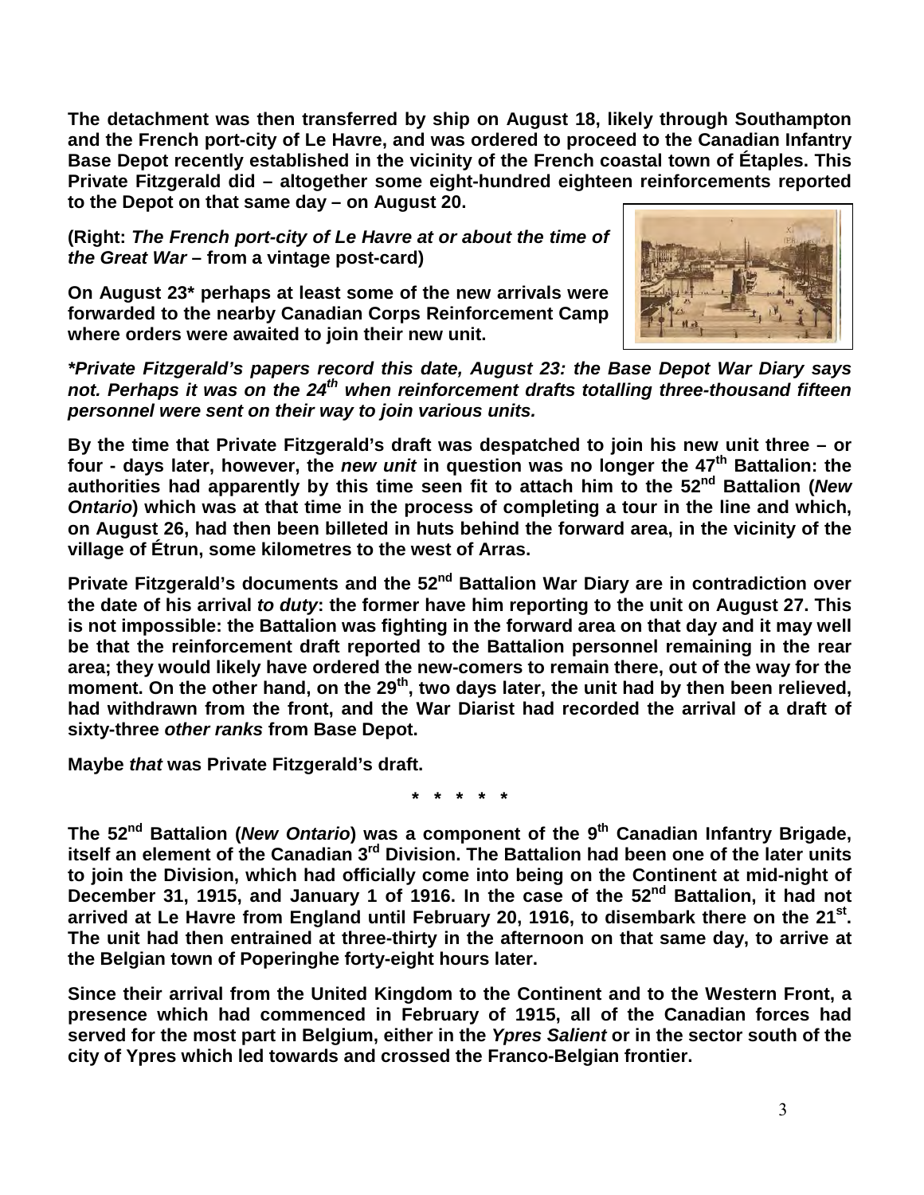**The detachment was then transferred by ship on August 18, likely through Southampton and the French port-city of Le Havre, and was ordered to proceed to the Canadian Infantry Base Depot recently established in the vicinity of the French coastal town of Étaples. This Private Fitzgerald did – altogether some eight-hundred eighteen reinforcements reported to the Depot on that same day – on August 20.**

**(Right: *The French port-city of Le Havre at or about the time of the Great War* – from a vintage post-card)**

**On August 23\* perhaps at least some of the new arrivals were forwarded to the nearby Canadian Corps Reinforcement Camp where orders were awaited to join their new unit.**

***\*Private Fitzgerald's papers record this date, August 23: the Base Depot War Diary says not. Perhaps it was on the 24th when reinforcement drafts totalling three-thousand fifteen personnel were sent on their way to join various units.***

**By the time that Private Fitzgerald's draft was despatched to join his new unit three – or four - days later, however, the *new unit* in question was no longer the 47th Battalion: the authorities had apparently by this time seen fit to attach him to the 52nd Battalion (*New Ontario*) which was at that time in the process of completing a tour in the line and which, on August 26, had then been billeted in huts behind the forward area, in the vicinity of the village of Étrun, some kilometres to the west of Arras.**

**Private Fitzgerald's documents and the 52nd Battalion War Diary are in contradiction over the date of his arrival *to duty*: the former have him reporting to the unit on August 27. This is not impossible: the Battalion was fighting in the forward area on that day and it may well be that the reinforcement draft reported to the Battalion personnel remaining in the rear area; they would likely have ordered the new-comers to remain there, out of the way for the moment. On the other hand, on the 29th, two days later, the unit had by then been relieved, had withdrawn from the front, and the War Diarist had recorded the arrival of a draft of sixty-three *other ranks* from Base Depot.**

**Maybe *that* was Private Fitzgerald's draft.**

**\* \* \* \* \***

**The 52nd Battalion (*New Ontario*) was a component of the 9th Canadian Infantry Brigade, itself an element of the Canadian 3rd Division. The Battalion had been one of the later units to join the Division, which had officially come into being on the Continent at mid-night of December 31, 1915, and January 1 of 1916. In the case of the 52nd Battalion, it had not arrived at Le Havre from England until February 20, 1916, to disembark there on the 21st. The unit had then entrained at three-thirty in the afternoon on that same day, to arrive at the Belgian town of Poperinghe forty-eight hours later.**

**Since their arrival from the United Kingdom to the Continent and to the Western Front, a presence which had commenced in February of 1915, all of the Canadian forces had served for the most part in Belgium, either in the *Ypres Salient* or in the sector south of the city of Ypres which led towards and crossed the Franco-Belgian frontier.**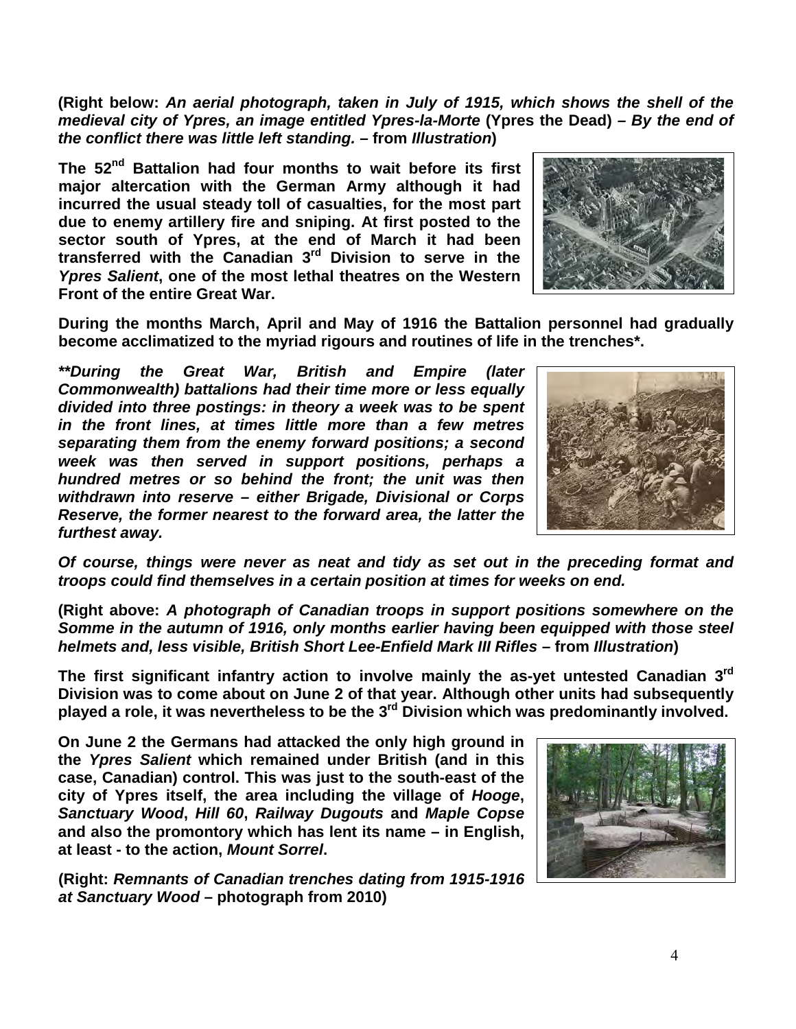**(Right below:** ***An aerial photograph, taken in July of 1915, which shows the shell of the medieval city of Ypres, an image entitled Ypres-la-Morte*** **(Ypres the Dead) –** ***By the end of the conflict there was little left standing.*** **– from** ***Illustration*****)**

**The 52nd Battalion had four months to wait before its first major altercation with the German Army although it had incurred the usual steady toll of casualties, for the most part due to enemy artillery fire and sniping. At first posted to the sector south of Ypres, at the end of March it had been transferred with the Canadian 3rd Division to serve in the** ***Ypres Salient*****, one of the most lethal theatres on the Western Front of the entire Great War.**

**During the months March, April and May of 1916 the Battalion personnel had gradually become acclimatized to the myriad rigours and routines of life in the trenches*.**

***\*\*During the Great War, British and Empire (later Commonwealth) battalions had their time more or less equally divided into three postings: in theory a week was to be spent in the front lines, at times little more than a few metres separating them from the enemy forward positions; a second week was then served in support positions, perhaps a hundred metres or so behind the front; the unit was then withdrawn into reserve – either Brigade, Divisional or Corps Reserve, the former nearest to the forward area, the latter the furthest away.***

***Of course, things were never as neat and tidy as set out in the preceding format and troops could find themselves in a certain position at times for weeks on end.***

**(Right above:** ***A photograph of Canadian troops in support positions somewhere on the Somme in the autumn of 1916, only months earlier having been equipped with those steel helmets and, less visible, British Short Lee-Enfield Mark III Rifles*** **– from** ***Illustration*****)**

**The first significant infantry action to involve mainly the as-yet untested Canadian 3rd Division was to come about on June 2 of that year. Although other units had subsequently played a role, it was nevertheless to be the 3rd Division which was predominantly involved.**

**On June 2 the Germans had attacked the only high ground in the** ***Ypres Salient*** **which remained under British (and in this case, Canadian) control. This was just to the south-east of the city of Ypres itself, the area including the village of** ***Hooge*****,** ***Sanctuary Wood*****,** ***Hill 60*****,** ***Railway Dugouts*** **and** ***Maple Copse*** **and also the promontory which has lent its name – in English, at least - to the action,** ***Mount Sorrel*****.**

**(Right:** ***Remnants of Canadian trenches dating from 1915-1916 at Sanctuary Wood*** **– photograph from 2010)**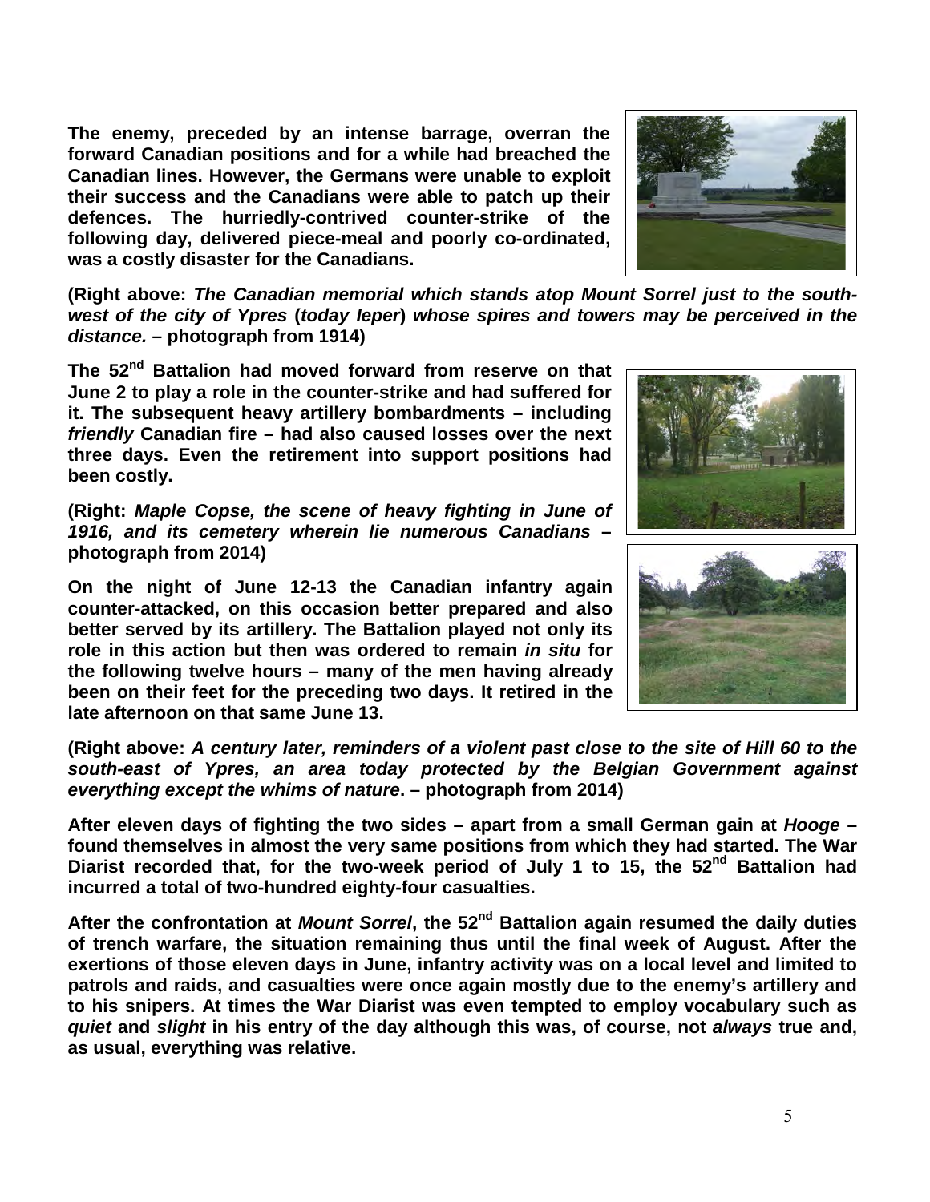**The enemy, preceded by an intense barrage, overran the forward Canadian positions and for a while had breached the Canadian lines. However, the Germans were unable to exploit their success and the Canadians were able to patch up their defences. The hurriedly-contrived counter-strike of the following day, delivered piece-meal and poorly co-ordinated, was a costly disaster for the Canadians.**

**(Right above: *The Canadian memorial which stands atop Mount Sorrel just to the south-west of the city of Ypres* (*today Ieper*) *whose spires and towers may be perceived in the distance.* – photograph from 1914)**

**The 52nd Battalion had moved forward from reserve on that June 2 to play a role in the counter-strike and had suffered for it. The subsequent heavy artillery bombardments – including *friendly* Canadian fire – had also caused losses over the next three days. Even the retirement into support positions had been costly.**

**(Right: *Maple Copse, the scene of heavy fighting in June of 1916, and its cemetery wherein lie numerous Canadians* – photograph from 2014)**

**On the night of June 12-13 the Canadian infantry again counter-attacked, on this occasion better prepared and also better served by its artillery. The Battalion played not only its role in this action but then was ordered to remain *in situ* for the following twelve hours – many of the men having already been on their feet for the preceding two days. It retired in the late afternoon on that same June 13.**

**(Right above: *A century later, reminders of a violent past close to the site of Hill 60 to the south-east of Ypres, an area today protected by the Belgian Government against everything except the whims of nature*. – photograph from 2014)**

**After eleven days of fighting the two sides – apart from a small German gain at *Hooge* – found themselves in almost the very same positions from which they had started. The War Diarist recorded that, for the two-week period of July 1 to 15, the 52nd Battalion had incurred a total of two-hundred eighty-four casualties.**

**After the confrontation at *Mount Sorrel*, the 52nd Battalion again resumed the daily duties of trench warfare, the situation remaining thus until the final week of August. After the exertions of those eleven days in June, infantry activity was on a local level and limited to patrols and raids, and casualties were once again mostly due to the enemy's artillery and to his snipers. At times the War Diarist was even tempted to employ vocabulary such as *quiet* and *slight* in his entry of the day although this was, of course, not *always* true and, as usual, everything was relative.**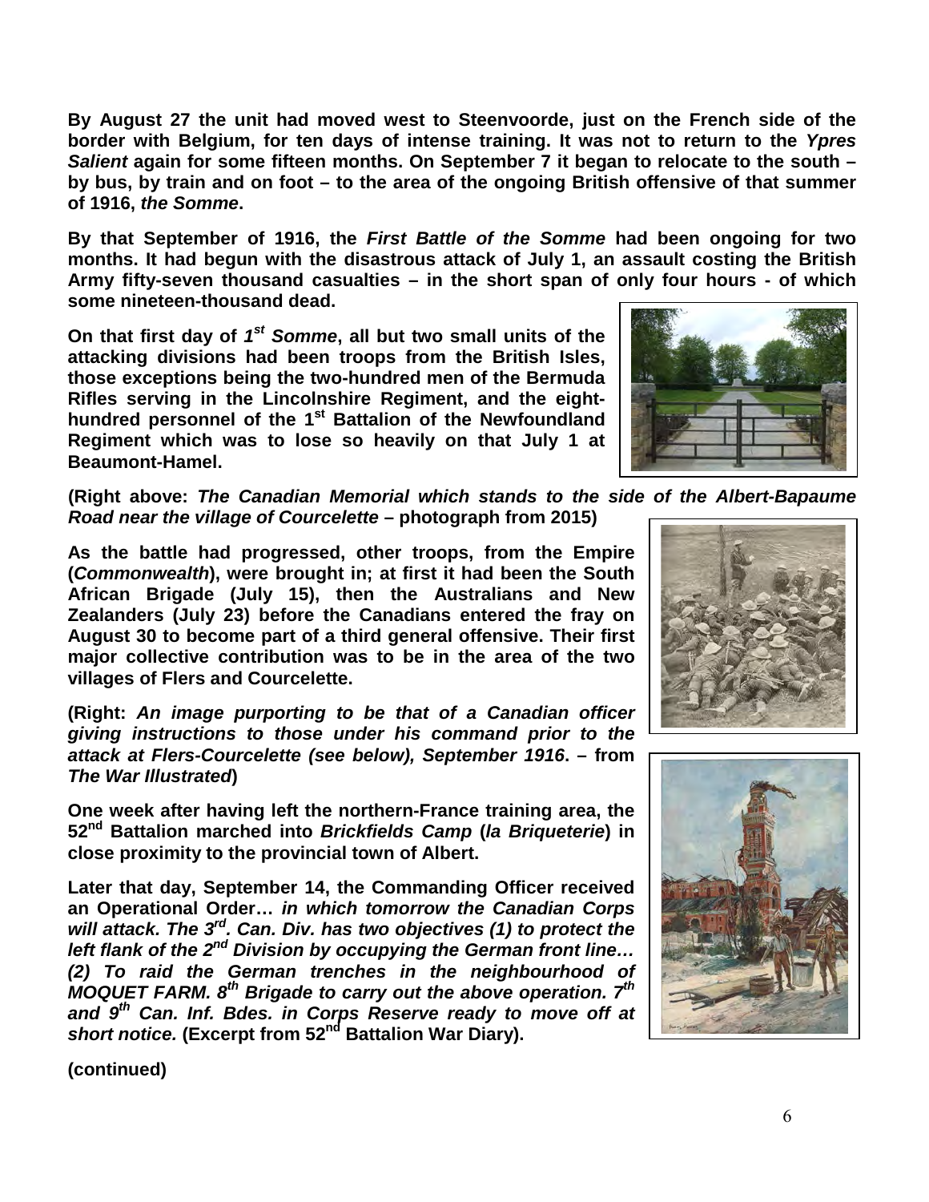**By August 27 the unit had moved west to Steenvoorde, just on the French side of the border with Belgium, for ten days of intense training. It was not to return to the *Ypres Salient* again for some fifteen months. On September 7 it began to relocate to the south – by bus, by train and on foot – to the area of the ongoing British offensive of that summer of 1916, *the Somme*.**

**By that September of 1916, the *First Battle of the Somme* had been ongoing for two months. It had begun with the disastrous attack of July 1, an assault costing the British Army fifty-seven thousand casualties – in the short span of only four hours - of which some nineteen-thousand dead.**

**On that first day of *1st Somme*, all but two small units of the attacking divisions had been troops from the British Isles, those exceptions being the two-hundred men of the Bermuda Rifles serving in the Lincolnshire Regiment, and the eight-hundred personnel of the 1st Battalion of the Newfoundland Regiment which was to lose so heavily on that July 1 at Beaumont-Hamel.**

**(Right above: *The Canadian Memorial which stands to the side of the Albert-Bapaume Road near the village of Courcelette* – photograph from 2015)**

**As the battle had progressed, other troops, from the Empire (*Commonwealth*), were brought in; at first it had been the South African Brigade (July 15), then the Australians and New Zealanders (July 23) before the Canadians entered the fray on August 30 to become part of a third general offensive. Their first major collective contribution was to be in the area of the two villages of Flers and Courcelette.**

**(Right: *An image purporting to be that of a Canadian officer giving instructions to those under his command prior to the attack at Flers-Courcelette (see below), September 1916*. – from *The War Illustrated*)**

**One week after having left the northern-France training area, the 52nd Battalion marched into *Brickfields Camp* (*la Briqueterie*) in close proximity to the provincial town of Albert.**

**Later that day, September 14, the Commanding Officer received an Operational Order…** ***in which tomorrow the Canadian Corps will attack. The 3rd. Can. Div. has two objectives (1) to protect the left flank of the 2nd Division by occupying the German front line… (2) To raid the German trenches in the neighbourhood of MOQUET FARM. 8th Brigade to carry out the above operation. 7th and 9th Can. Inf. Bdes. in Corps Reserve ready to move off at short notice.*** **(Excerpt from 52nd Battalion War Diary).**

**(continued)**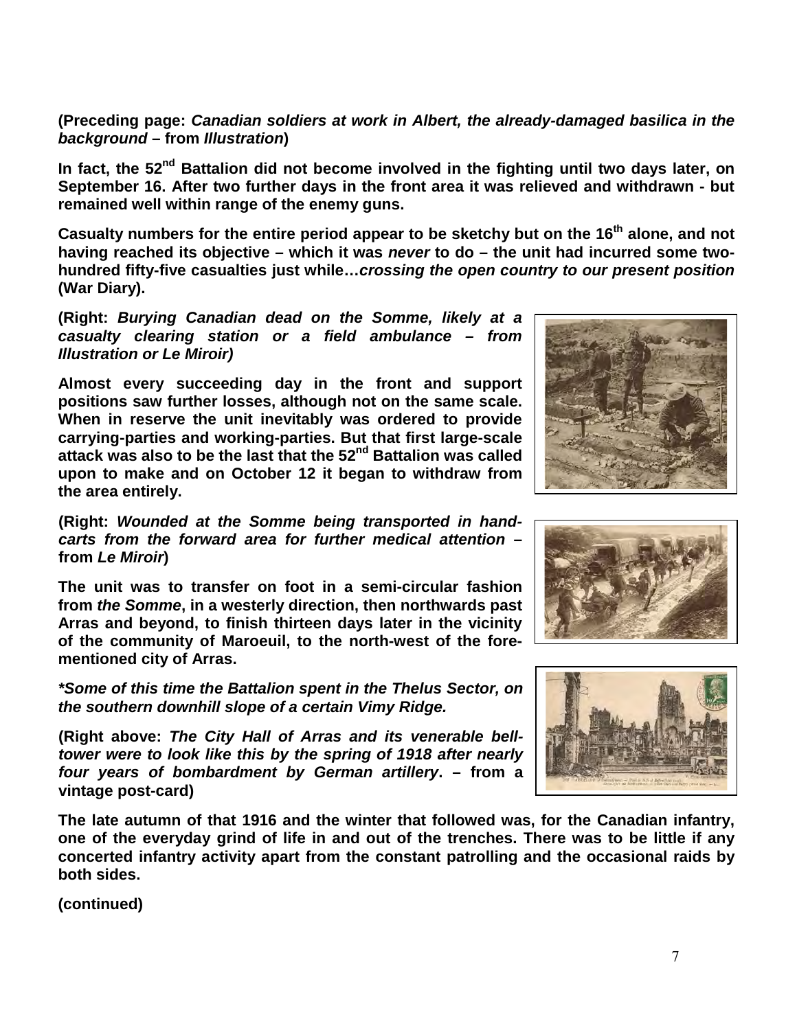**(Preceding page: *Canadian soldiers at work in Albert, the already-damaged basilica in the background* – from *Illustration*)**

**In fact, the 52nd Battalion did not become involved in the fighting until two days later, on September 16. After two further days in the front area it was relieved and withdrawn - but remained well within range of the enemy guns.**

**Casualty numbers for the entire period appear to be sketchy but on the 16th alone, and not having reached its objective – which it was *never* to do – the unit had incurred some two-hundred fifty-five casualties just while…*crossing the open country to our present position* (War Diary).**

**(Right: *Burying Canadian dead on the Somme, likely at a casualty clearing station or a field ambulance – from Illustration or Le Miroir)***

**Almost every succeeding day in the front and support positions saw further losses, although not on the same scale. When in reserve the unit inevitably was ordered to provide carrying-parties and working-parties. But that first large-scale attack was also to be the last that the 52nd Battalion was called upon to make and on October 12 it began to withdraw from the area entirely.**

**(Right: *Wounded at the Somme being transported in hand-carts from the forward area for further medical attention* – from *Le Miroir*)**

**The unit was to transfer on foot in a semi-circular fashion from *the Somme*, in a westerly direction, then northwards past Arras and beyond, to finish thirteen days later in the vicinity of the community of Maroeuil, to the north-west of the fore-mentioned city of Arras.**

***\*Some of this time the Battalion spent in the Thelus Sector, on the southern downhill slope of a certain Vimy Ridge.***

**(Right above: *The City Hall of Arras and its venerable bell-tower were to look like this by the spring of 1918 after nearly four years of bombardment by German artillery*. – from a vintage post-card)**

**The late autumn of that 1916 and the winter that followed was, for the Canadian infantry, one of the everyday grind of life in and out of the trenches. There was to be little if any concerted infantry activity apart from the constant patrolling and the occasional raids by both sides.**

**(continued)**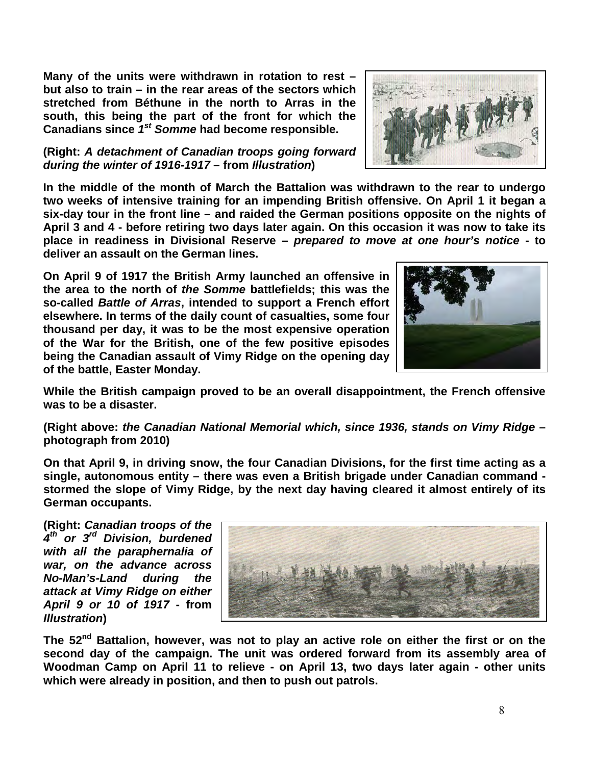**Many of the units were withdrawn in rotation to rest – but also to train – in the rear areas of the sectors which stretched from Béthune in the north to Arras in the south, this being the part of the front for which the Canadians since *1st Somme* had become responsible.**

**(Right: *A detachment of Canadian troops going forward during the winter of 1916-1917* – from *Illustration*)**

**In the middle of the month of March the Battalion was withdrawn to the rear to undergo two weeks of intensive training for an impending British offensive. On April 1 it began a six-day tour in the front line – and raided the German positions opposite on the nights of April 3 and 4 - before retiring two days later again. On this occasion it was now to take its place in readiness in Divisional Reserve – *prepared to move at one hour's notice* - to deliver an assault on the German lines.**

**On April 9 of 1917 the British Army launched an offensive in the area to the north of *the Somme* battlefields; this was the so-called *Battle of Arras*, intended to support a French effort elsewhere. In terms of the daily count of casualties, some four thousand per day, it was to be the most expensive operation of the War for the British, one of the few positive episodes being the Canadian assault of Vimy Ridge on the opening day of the battle, Easter Monday.**

**While the British campaign proved to be an overall disappointment, the French offensive was to be a disaster.**

**(Right above: *the Canadian National Memorial which, since 1936, stands on Vimy Ridge* – photograph from 2010)**

**On that April 9, in driving snow, the four Canadian Divisions, for the first time acting as a single, autonomous entity – there was even a British brigade under Canadian command - stormed the slope of Vimy Ridge, by the next day having cleared it almost entirely of its German occupants.**

**(Right: *Canadian troops of the 4th or 3rd Division, burdened with all the paraphernalia of war, on the advance across No-Man's-Land during the attack at Vimy Ridge on either April 9 or 10 of 1917* - from *Illustration*)**

**The 52nd Battalion, however, was not to play an active role on either the first or on the second day of the campaign. The unit was ordered forward from its assembly area of Woodman Camp on April 11 to relieve - on April 13, two days later again - other units which were already in position, and then to push out patrols.**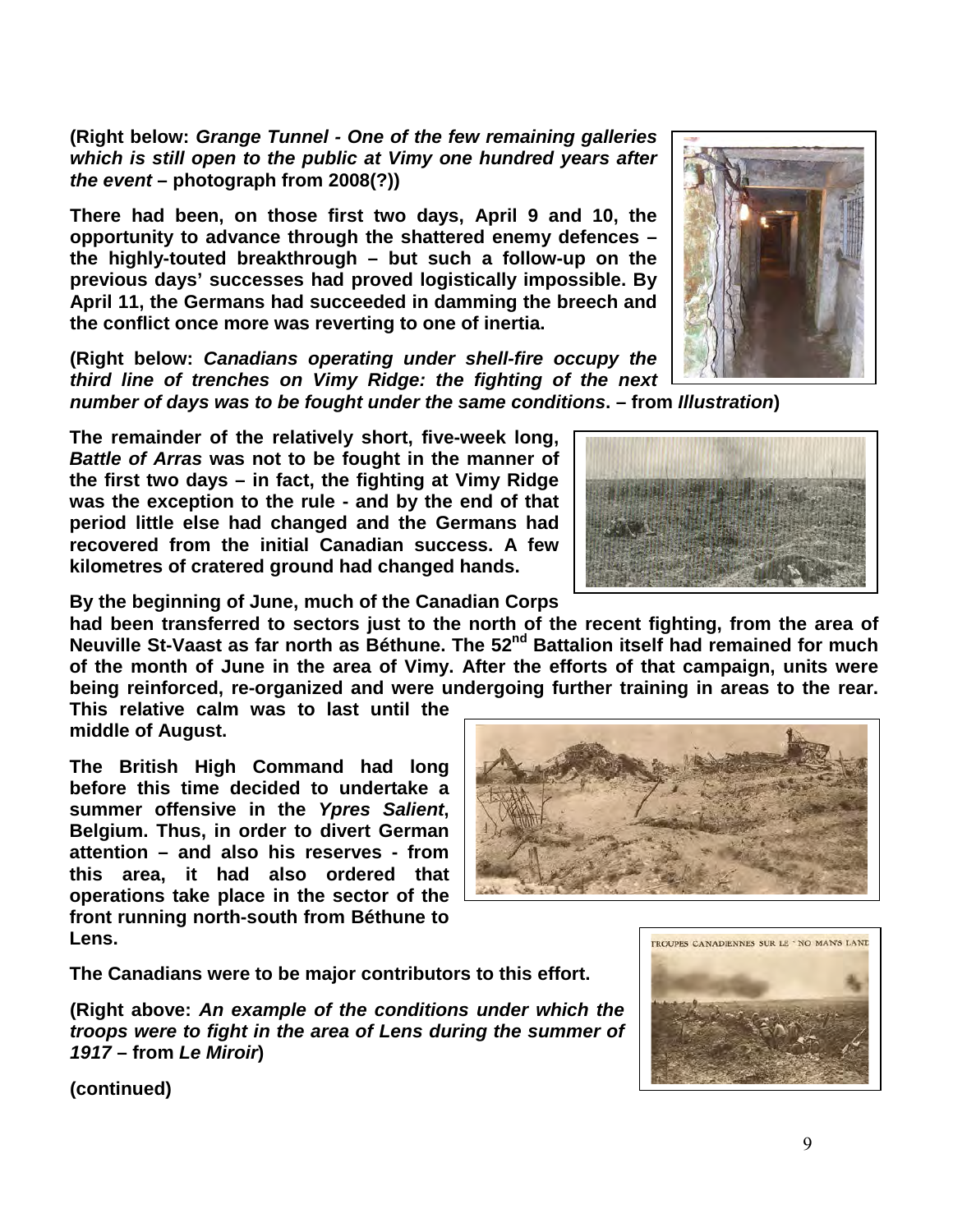**(Right below: *Grange Tunnel - One of the few remaining galleries which is still open to the public at Vimy one hundred years after the event* – photograph from 2008(?))**

**There had been, on those first two days, April 9 and 10, the opportunity to advance through the shattered enemy defences – the highly-touted breakthrough – but such a follow-up on the previous days' successes had proved logistically impossible. By April 11, the Germans had succeeded in damming the breech and the conflict once more was reverting to one of inertia.**

**(Right below: *Canadians operating under shell-fire occupy the third line of trenches on Vimy Ridge: the fighting of the next number of days was to be fought under the same conditions*. – from *Illustration*)**

**The remainder of the relatively short, five-week long, *Battle of Arras* was not to be fought in the manner of the first two days – in fact, the fighting at Vimy Ridge was the exception to the rule - and by the end of that period little else had changed and the Germans had recovered from the initial Canadian success. A few kilometres of cratered ground had changed hands.**

**By the beginning of June, much of the Canadian Corps had been transferred to sectors just to the north of the recent fighting, from the area of Neuville St-Vaast as far north as Béthune. The 52nd Battalion itself had remained for much of the month of June in the area of Vimy. After the efforts of that campaign, units were being reinforced, re-organized and were undergoing further training in areas to the rear. This relative calm was to last until the middle of August.**

**The British High Command had long before this time decided to undertake a summer offensive in the *Ypres Salient*, Belgium. Thus, in order to divert German attention – and also his reserves - from this area, it had also ordered that operations take place in the sector of the front running north-south from Béthune to Lens.**

**The Canadians were to be major contributors to this effort.**

**(Right above: *An example of the conditions under which the troops were to fight in the area of Lens during the summer of 1917* – from *Le Miroir*)**

**(continued)**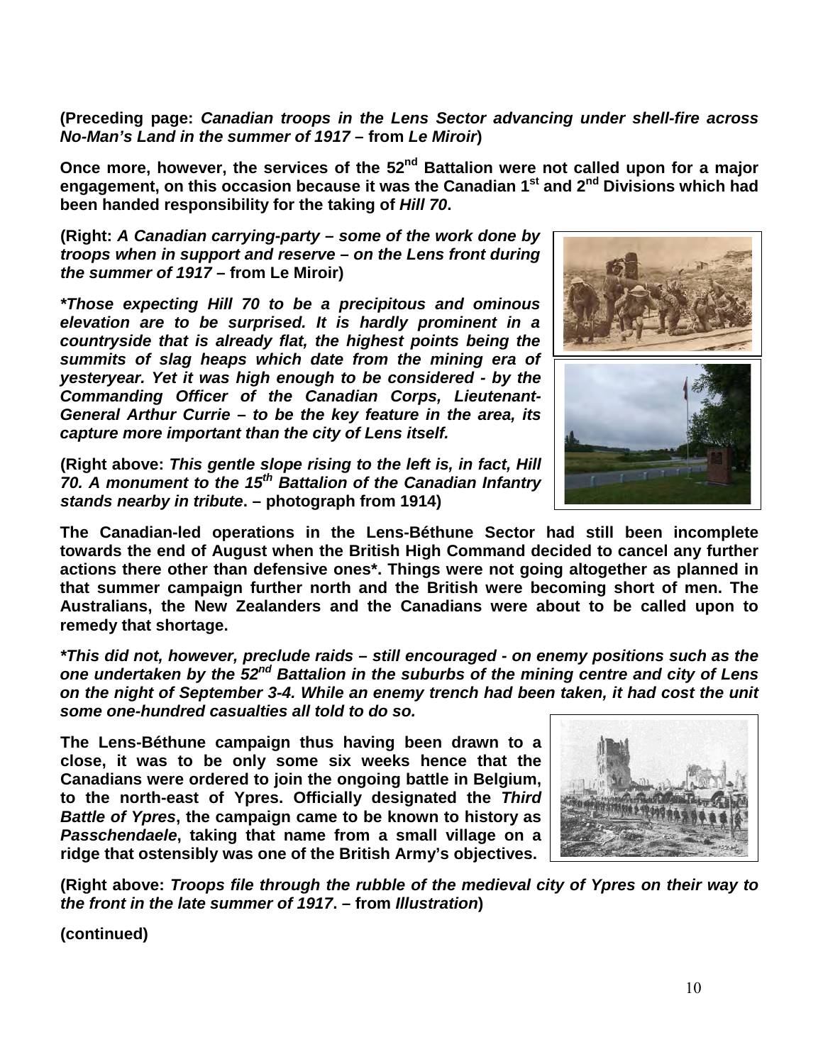**(Preceding page: *Canadian troops in the Lens Sector advancing under shell-fire across No-Man's Land in the summer of 1917* – from *Le Miroir*)**

**Once more, however, the services of the 52nd Battalion were not called upon for a major engagement, on this occasion because it was the Canadian 1st and 2nd Divisions which had been handed responsibility for the taking of *Hill 70*.**

**(Right: *A Canadian carrying-party – some of the work done by troops when in support and reserve – on the Lens front during the summer of 1917* – from Le Miroir)**

***\*Those expecting Hill 70 to be a precipitous and ominous elevation are to be surprised. It is hardly prominent in a countryside that is already flat, the highest points being the summits of slag heaps which date from the mining era of yesteryear. Yet it was high enough to be considered - by the Commanding Officer of the Canadian Corps, Lieutenant-General Arthur Currie – to be the key feature in the area, its capture more important than the city of Lens itself.***

**(Right above: *This gentle slope rising to the left is, in fact, Hill 70. A monument to the 15th Battalion of the Canadian Infantry stands nearby in tribute*. – photograph from 1914)**

**The Canadian-led operations in the Lens-Béthune Sector had still been incomplete towards the end of August when the British High Command decided to cancel any further actions there other than defensive ones\*. Things were not going altogether as planned in that summer campaign further north and the British were becoming short of men. The Australians, the New Zealanders and the Canadians were about to be called upon to remedy that shortage.**

***\*This did not, however, preclude raids – still encouraged - on enemy positions such as the one undertaken by the 52nd Battalion in the suburbs of the mining centre and city of Lens on the night of September 3-4. While an enemy trench had been taken, it had cost the unit some one-hundred casualties all told to do so.***

**The Lens-Béthune campaign thus having been drawn to a close, it was to be only some six weeks hence that the Canadians were ordered to join the ongoing battle in Belgium, to the north-east of Ypres. Officially designated the *Third Battle of Ypres*, the campaign came to be known to history as *Passchendaele*, taking that name from a small village on a ridge that ostensibly was one of the British Army's objectives.**

**(Right above: *Troops file through the rubble of the medieval city of Ypres on their way to the front in the late summer of 1917*. – from *Illustration*)**

**(continued)**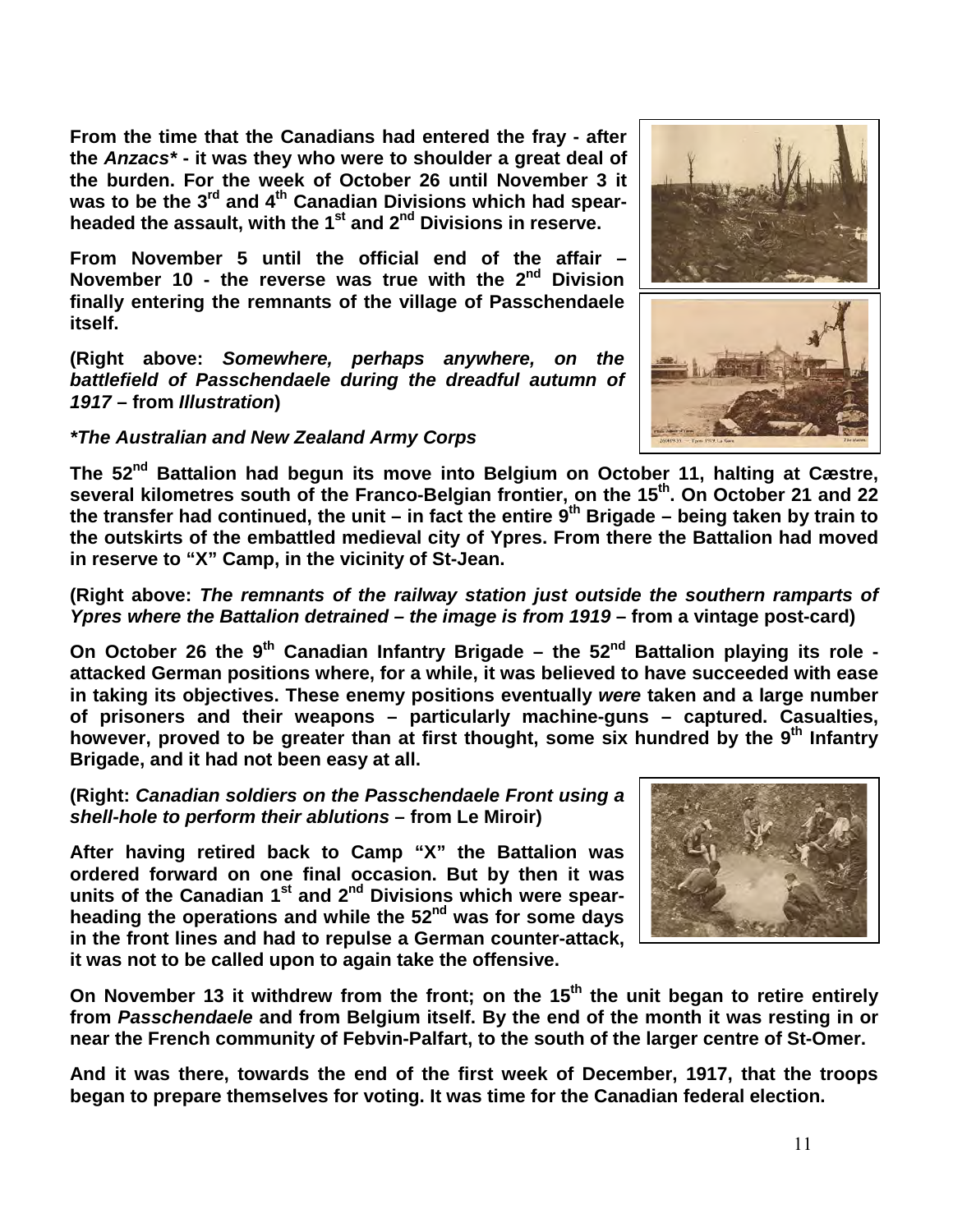**From the time that the Canadians had entered the fray - after the *Anzacs** - it was they who were to shoulder a great deal of the burden. For the week of October 26 until November 3 it was to be the 3rd and 4th Canadian Divisions which had spear-headed the assault, with the 1st and 2nd Divisions in reserve.**

**From November 5 until the official end of the affair – November 10 - the reverse was true with the 2nd Division finally entering the remnants of the village of Passchendaele itself.**

**(Right above: *Somewhere, perhaps anywhere, on the battlefield of Passchendaele during the dreadful autumn of 1917* – from *Illustration*)**

***The Australian and New Zealand Army Corps***

**The 52nd Battalion had begun its move into Belgium on October 11, halting at Cæstre, several kilometres south of the Franco-Belgian frontier, on the 15th. On October 21 and 22 the transfer had continued, the unit – in fact the entire 9th Brigade – being taken by train to the outskirts of the embattled medieval city of Ypres. From there the Battalion had moved in reserve to "X" Camp, in the vicinity of St-Jean.**

**(Right above: *The remnants of the railway station just outside the southern ramparts of Ypres where the Battalion detrained – the image is from 1919* – from a vintage post-card)**

**On October 26 the 9th Canadian Infantry Brigade – the 52nd Battalion playing its role - attacked German positions where, for a while, it was believed to have succeeded with ease in taking its objectives. These enemy positions eventually *were* taken and a large number of prisoners and their weapons – particularly machine-guns – captured. Casualties, however, proved to be greater than at first thought, some six hundred by the 9th Infantry Brigade, and it had not been easy at all.**

**(Right: *Canadian soldiers on the Passchendaele Front using a shell-hole to perform their ablutions* – from Le Miroir)**

**After having retired back to Camp "X" the Battalion was ordered forward on one final occasion. But by then it was units of the Canadian 1st and 2nd Divisions which were spear-heading the operations and while the 52nd was for some days in the front lines and had to repulse a German counter-attack, it was not to be called upon to again take the offensive.**

**On November 13 it withdrew from the front; on the 15th the unit began to retire entirely from *Passchendaele* and from Belgium itself. By the end of the month it was resting in or near the French community of Febvin-Palfart, to the south of the larger centre of St-Omer.**

**And it was there, towards the end of the first week of December, 1917, that the troops began to prepare themselves for voting. It was time for the Canadian federal election.**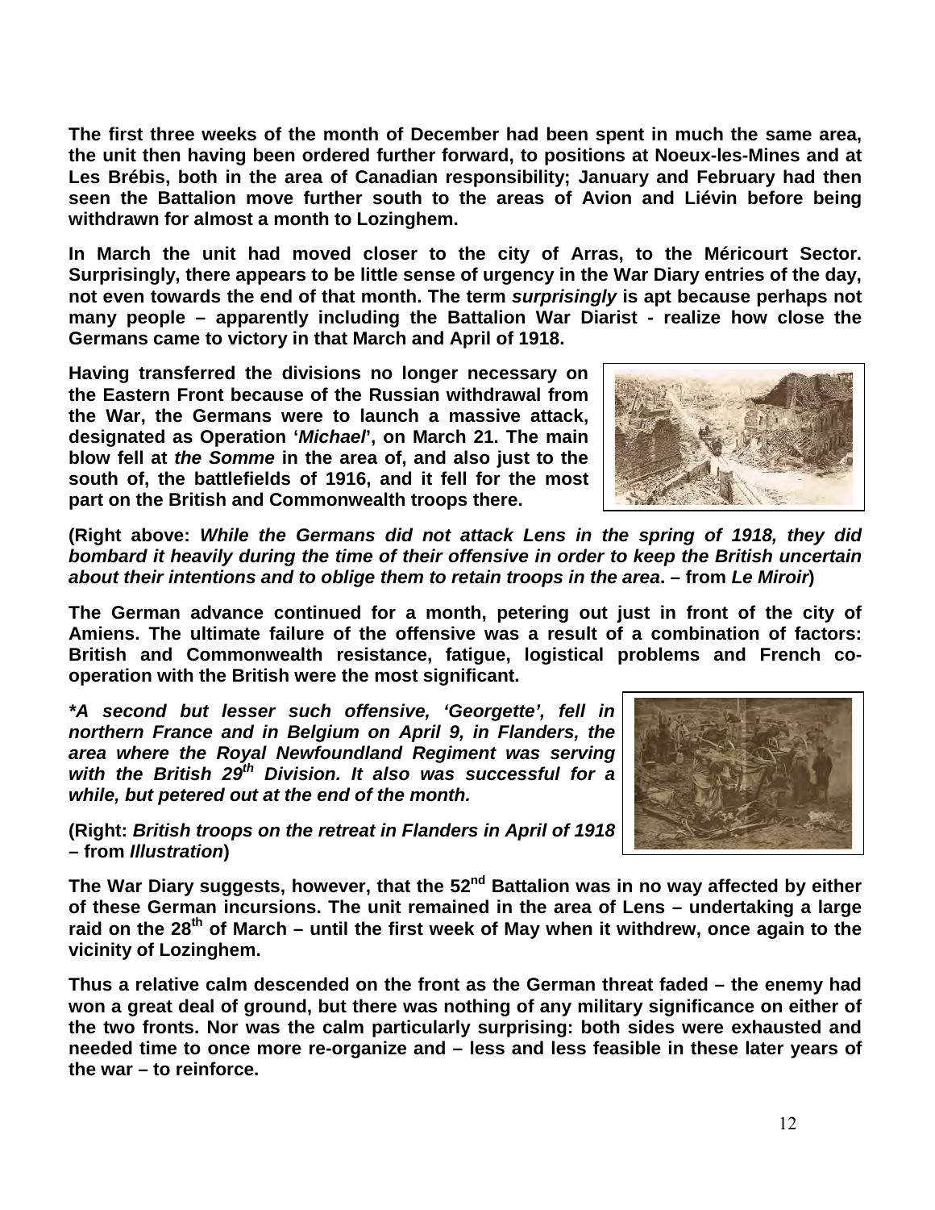**The first three weeks of the month of December had been spent in much the same area, the unit then having been ordered further forward, to positions at Noeux-les-Mines and at Les Brébis, both in the area of Canadian responsibility; January and February had then seen the Battalion move further south to the areas of Avion and Liévin before being withdrawn for almost a month to Lozinghem.**

**In March the unit had moved closer to the city of Arras, to the Méricourt Sector. Surprisingly, there appears to be little sense of urgency in the War Diary entries of the day, not even towards the end of that month. The term *surprisingly* is apt because perhaps not many people – apparently including the Battalion War Diarist - realize how close the Germans came to victory in that March and April of 1918.**

**Having transferred the divisions no longer necessary on the Eastern Front because of the Russian withdrawal from the War, the Germans were to launch a massive attack, designated as Operation '*Michael*', on March 21. The main blow fell at *the Somme* in the area of, and also just to the south of, the battlefields of 1916, and it fell for the most part on the British and Commonwealth troops there.**

**(Right above: *While the Germans did not attack Lens in the spring of 1918, they did bombard it heavily during the time of their offensive in order to keep the British uncertain about their intentions and to oblige them to retain troops in the area*. – from *Le Miroir*)**

**The German advance continued for a month, petering out just in front of the city of Amiens. The ultimate failure of the offensive was a result of a combination of factors: British and Commonwealth resistance, fatigue, logistical problems and French co-operation with the British were the most significant.**

***\*A second but lesser such offensive, 'Georgette', fell in northern France and in Belgium on April 9, in Flanders, the area where the Royal Newfoundland Regiment was serving with the British 29th Division. It also was successful for a while, but petered out at the end of the month.***

**(Right: *British troops on the retreat in Flanders in April of 1918* – from *Illustration*)**

**The War Diary suggests, however, that the 52nd Battalion was in no way affected by either of these German incursions. The unit remained in the area of Lens – undertaking a large raid on the 28th of March – until the first week of May when it withdrew, once again to the vicinity of Lozinghem.**

**Thus a relative calm descended on the front as the German threat faded – the enemy had won a great deal of ground, but there was nothing of any military significance on either of the two fronts. Nor was the calm particularly surprising: both sides were exhausted and needed time to once more re-organize and – less and less feasible in these later years of the war – to reinforce.**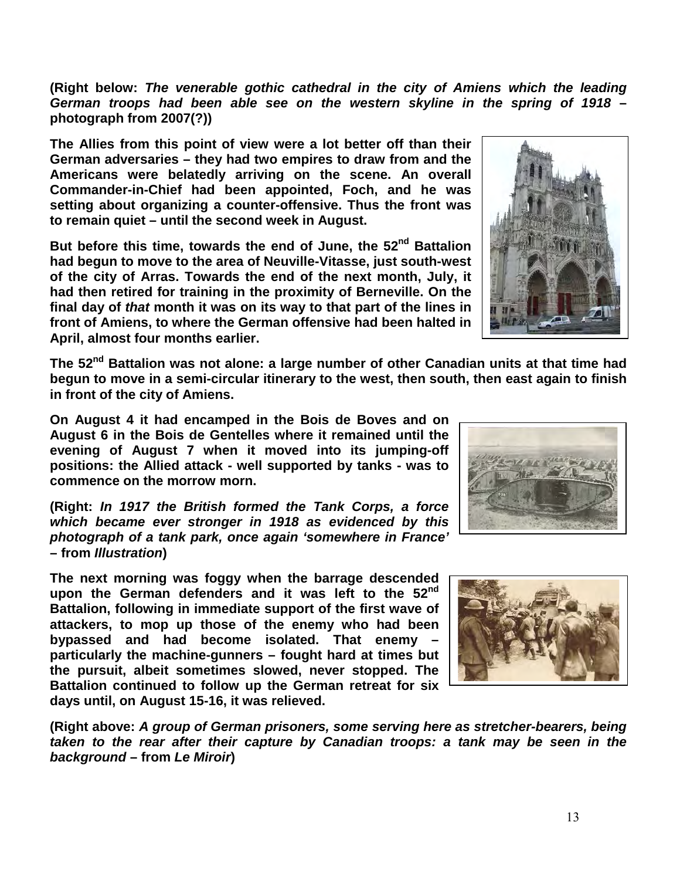**(Right below: *The venerable gothic cathedral in the city of Amiens which the leading German troops had been able see on the western skyline in the spring of 1918* – photograph from 2007(?))**

**The Allies from this point of view were a lot better off than their German adversaries – they had two empires to draw from and the Americans were belatedly arriving on the scene. An overall Commander-in-Chief had been appointed, Foch, and he was setting about organizing a counter-offensive. Thus the front was to remain quiet – until the second week in August.**

**But before this time, towards the end of June, the 52nd Battalion had begun to move to the area of Neuville-Vitasse, just south-west of the city of Arras. Towards the end of the next month, July, it had then retired for training in the proximity of Berneville. On the final day of *that* month it was on its way to that part of the lines in front of Amiens, to where the German offensive had been halted in April, almost four months earlier.**

**The 52nd Battalion was not alone: a large number of other Canadian units at that time had begun to move in a semi-circular itinerary to the west, then south, then east again to finish in front of the city of Amiens.**

**On August 4 it had encamped in the Bois de Boves and on August 6 in the Bois de Gentelles where it remained until the evening of August 7 when it moved into its jumping-off positions: the Allied attack - well supported by tanks - was to commence on the morrow morn.**

**(Right: *In 1917 the British formed the Tank Corps, a force which became ever stronger in 1918 as evidenced by this photograph of a tank park, once again 'somewhere in France'* – from *Illustration*)**

**The next morning was foggy when the barrage descended upon the German defenders and it was left to the 52nd Battalion, following in immediate support of the first wave of attackers, to mop up those of the enemy who had been bypassed and had become isolated. That enemy – particularly the machine-gunners – fought hard at times but the pursuit, albeit sometimes slowed, never stopped. The Battalion continued to follow up the German retreat for six days until, on August 15-16, it was relieved.**

**(Right above: *A group of German prisoners, some serving here as stretcher-bearers, being taken to the rear after their capture by Canadian troops: a tank may be seen in the background* – from *Le Miroir*)**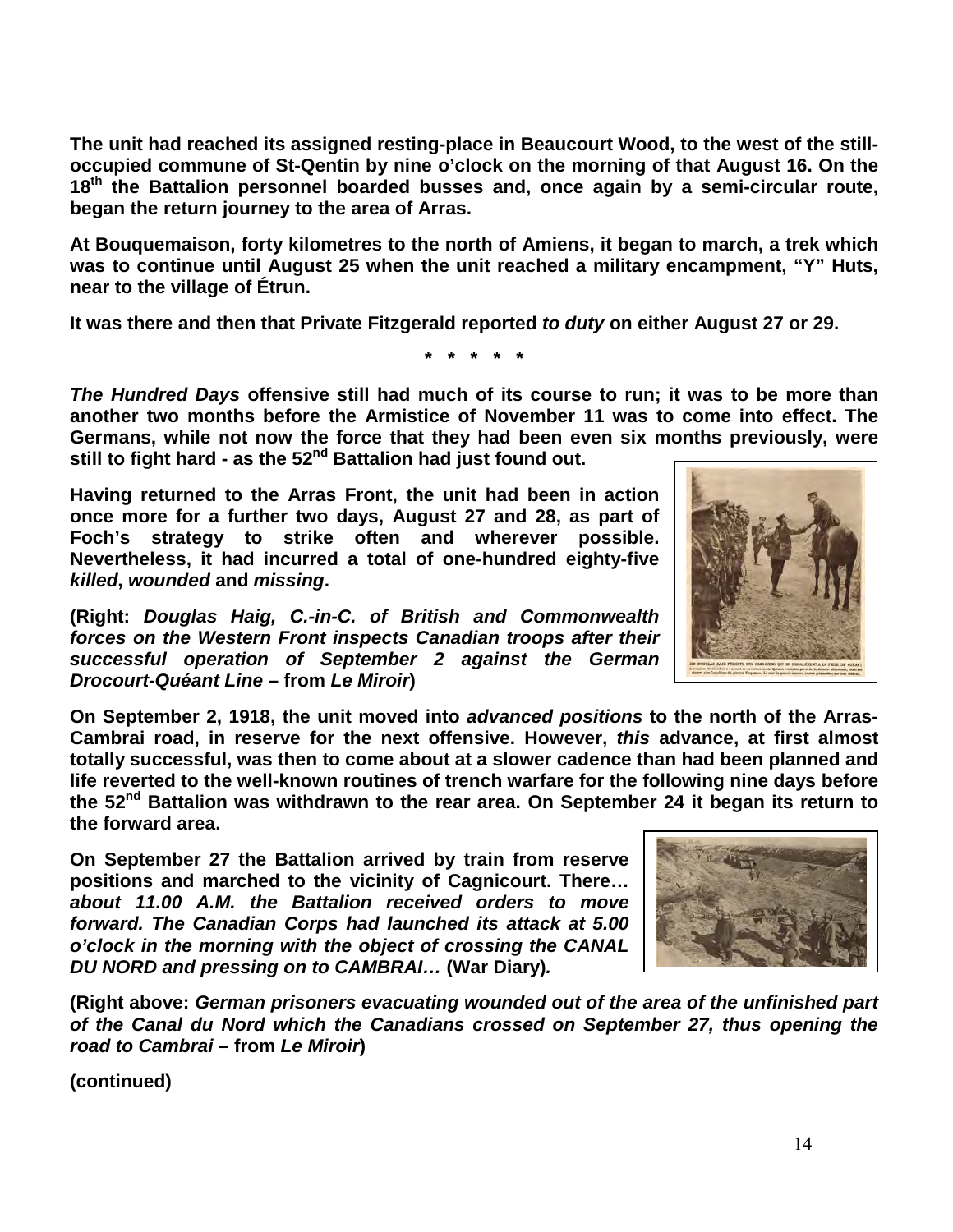**The unit had reached its assigned resting-place in Beaucourt Wood, to the west of the still-occupied commune of St-Qentin by nine o'clock on the morning of that August 16. On the 18th the Battalion personnel boarded busses and, once again by a semi-circular route, began the return journey to the area of Arras.**

**At Bouquemaison, forty kilometres to the north of Amiens, it began to march, a trek which was to continue until August 25 when the unit reached a military encampment, "Y" Huts, near to the village of Étrun.**

**It was there and then that Private Fitzgerald reported *to duty* on either August 27 or 29.**

**\* \* \* \* \***

***The Hundred Days* offensive still had much of its course to run; it was to be more than another two months before the Armistice of November 11 was to come into effect. The Germans, while not now the force that they had been even six months previously, were still to fight hard - as the 52nd Battalion had just found out.**

**Having returned to the Arras Front, the unit had been in action once more for a further two days, August 27 and 28, as part of Foch's strategy to strike often and wherever possible. Nevertheless, it had incurred a total of one-hundred eighty-five *killed*, *wounded* and *missing*.**

**(Right: *Douglas Haig, C.-in-C. of British and Commonwealth forces on the Western Front inspects Canadian troops after their successful operation of September 2 against the German Drocourt-Quéant Line* – from *Le Miroir*)**

**On September 2, 1918, the unit moved into *advanced positions* to the north of the Arras-Cambrai road, in reserve for the next offensive. However, *this* advance, at first almost totally successful, was then to come about at a slower cadence than had been planned and life reverted to the well-known routines of trench warfare for the following nine days before the 52nd Battalion was withdrawn to the rear area. On September 24 it began its return to the forward area.**

**On September 27 the Battalion arrived by train from reserve positions and marched to the vicinity of Cagnicourt. There… *about 11.00 A.M. the Battalion received orders to move forward. The Canadian Corps had launched its attack at 5.00 o'clock in the morning with the object of crossing the CANAL DU NORD and pressing on to CAMBRAI…* (War Diary)*.***

**(Right above: *German prisoners evacuating wounded out of the area of the unfinished part of the Canal du Nord which the Canadians crossed on September 27, thus opening the road to Cambrai* – from *Le Miroir*)**

**(continued)**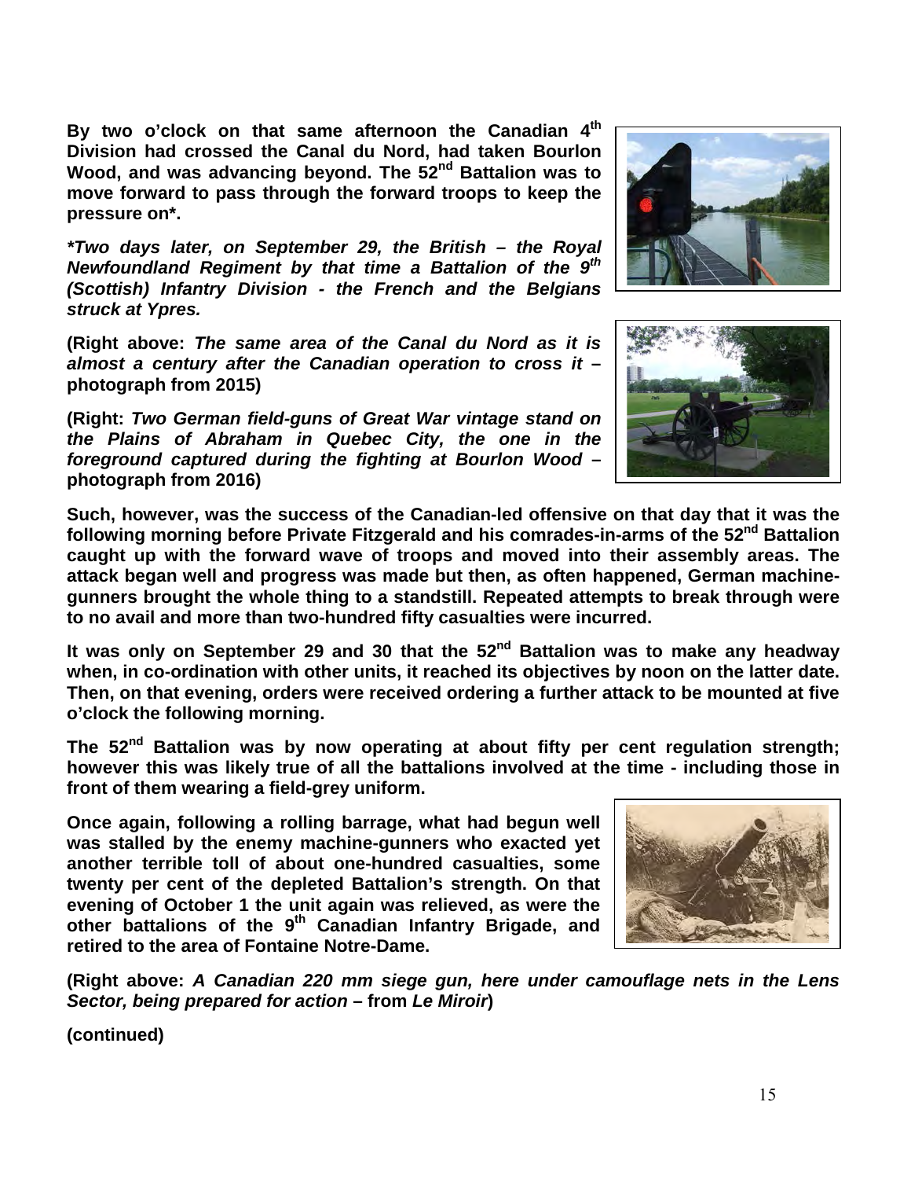**By two o'clock on that same afternoon the Canadian 4th Division had crossed the Canal du Nord, had taken Bourlon Wood, and was advancing beyond. The 52nd Battalion was to move forward to pass through the forward troops to keep the pressure on*.**

***Two days later, on September 29, the British – the Royal Newfoundland Regiment by that time a Battalion of the 9th (Scottish) Infantry Division - the French and the Belgians struck at Ypres.**

**(Right above: *The same area of the Canal du Nord as it is almost a century after the Canadian operation to cross it* – photograph from 2015)**

**(Right: *Two German field-guns of Great War vintage stand on the Plains of Abraham in Quebec City, the one in the foreground captured during the fighting at Bourlon Wood* – photograph from 2016)**

**Such, however, was the success of the Canadian-led offensive on that day that it was the following morning before Private Fitzgerald and his comrades-in-arms of the 52nd Battalion caught up with the forward wave of troops and moved into their assembly areas. The attack began well and progress was made but then, as often happened, German machine-gunners brought the whole thing to a standstill. Repeated attempts to break through were to no avail and more than two-hundred fifty casualties were incurred.**

**It was only on September 29 and 30 that the 52nd Battalion was to make any headway when, in co-ordination with other units, it reached its objectives by noon on the latter date. Then, on that evening, orders were received ordering a further attack to be mounted at five o'clock the following morning.**

**The 52nd Battalion was by now operating at about fifty per cent regulation strength; however this was likely true of all the battalions involved at the time - including those in front of them wearing a field-grey uniform.**

**Once again, following a rolling barrage, what had begun well was stalled by the enemy machine-gunners who exacted yet another terrible toll of about one-hundred casualties, some twenty per cent of the depleted Battalion's strength. On that evening of October 1 the unit again was relieved, as were the other battalions of the 9th Canadian Infantry Brigade, and retired to the area of Fontaine Notre-Dame.**

**(Right above: *A Canadian 220 mm siege gun, here under camouflage nets in the Lens Sector, being prepared for action* – from *Le Miroir*)**

**(continued)**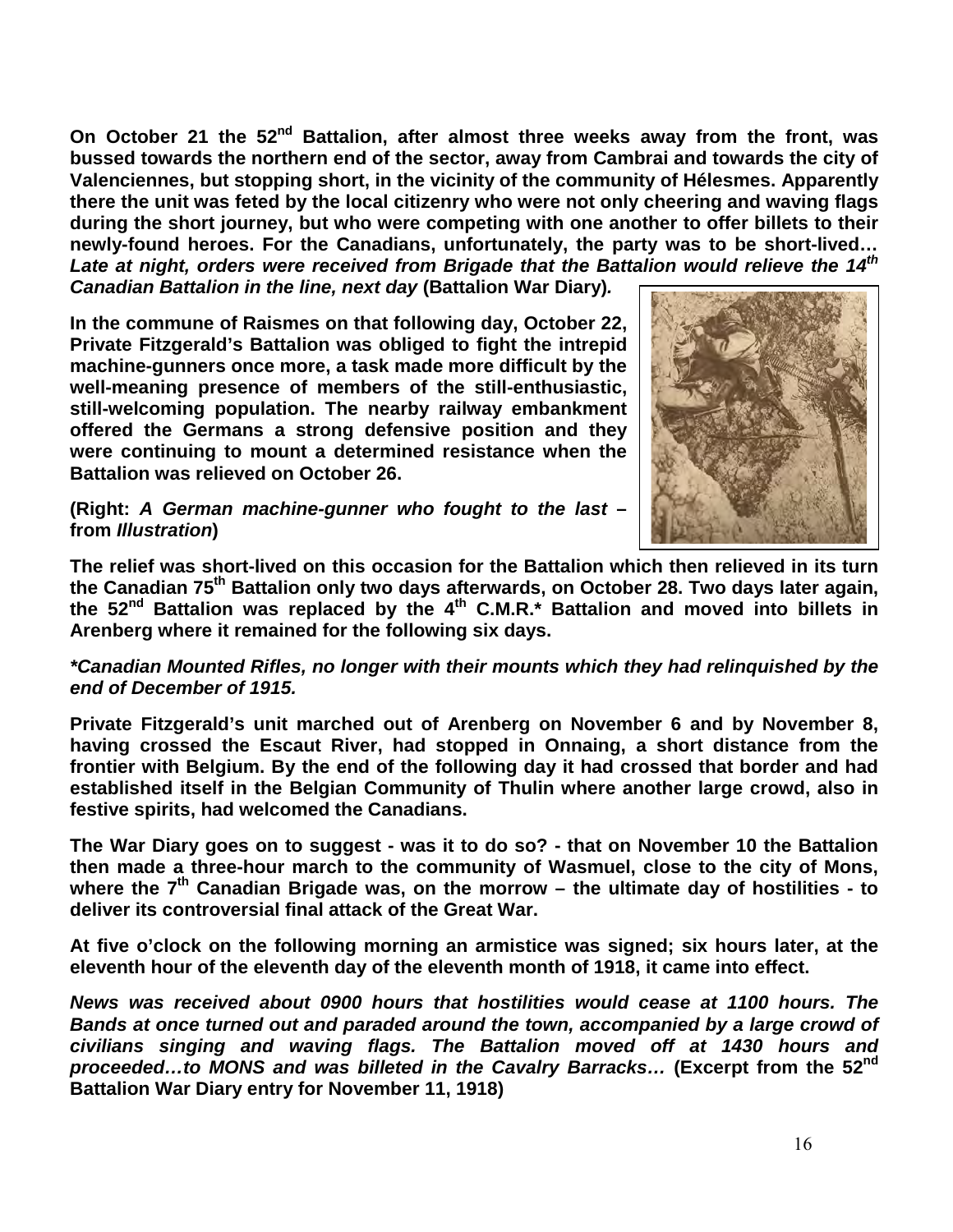**On October 21 the 52nd Battalion, after almost three weeks away from the front, was bussed towards the northern end of the sector, away from Cambrai and towards the city of Valenciennes, but stopping short, in the vicinity of the community of Hélesmes. Apparently there the unit was feted by the local citizenry who were not only cheering and waving flags during the short journey, but who were competing with one another to offer billets to their newly-found heroes. For the Canadians, unfortunately, the party was to be short-lived…** ***Late at night, orders were received from Brigade that the Battalion would relieve the 14th Canadian Battalion in the line, next day*** **(Battalion War Diary).**

**In the commune of Raismes on that following day, October 22, Private Fitzgerald's Battalion was obliged to fight the intrepid machine-gunners once more, a task made more difficult by the well-meaning presence of members of the still-enthusiastic, still-welcoming population. The nearby railway embankment offered the Germans a strong defensive position and they were continuing to mount a determined resistance when the Battalion was relieved on October 26.**

**(Right:** ***A German machine-gunner who fought to the last*** **– from** ***Illustration*****)**

**The relief was short-lived on this occasion for the Battalion which then relieved in its turn the Canadian 75th Battalion only two days afterwards, on October 28. Two days later again, the 52nd Battalion was replaced by the 4th C.M.R.* Battalion and moved into billets in Arenberg where it remained for the following six days.**

***\*Canadian Mounted Rifles, no longer with their mounts which they had relinquished by the end of December of 1915.***

**Private Fitzgerald's unit marched out of Arenberg on November 6 and by November 8, having crossed the Escaut River, had stopped in Onnaing, a short distance from the frontier with Belgium. By the end of the following day it had crossed that border and had established itself in the Belgian Community of Thulin where another large crowd, also in festive spirits, had welcomed the Canadians.**

**The War Diary goes on to suggest - was it to do so? - that on November 10 the Battalion then made a three-hour march to the community of Wasmuel, close to the city of Mons, where the 7th Canadian Brigade was, on the morrow – the ultimate day of hostilities - to deliver its controversial final attack of the Great War.**

**At five o'clock on the following morning an armistice was signed; six hours later, at the eleventh hour of the eleventh day of the eleventh month of 1918, it came into effect.**

***News was received about 0900 hours that hostilities would cease at 1100 hours. The Bands at once turned out and paraded around the town, accompanied by a large crowd of civilians singing and waving flags. The Battalion moved off at 1430 hours and proceeded…to MONS and was billeted in the Cavalry Barracks…*** **(Excerpt from the 52nd Battalion War Diary entry for November 11, 1918)**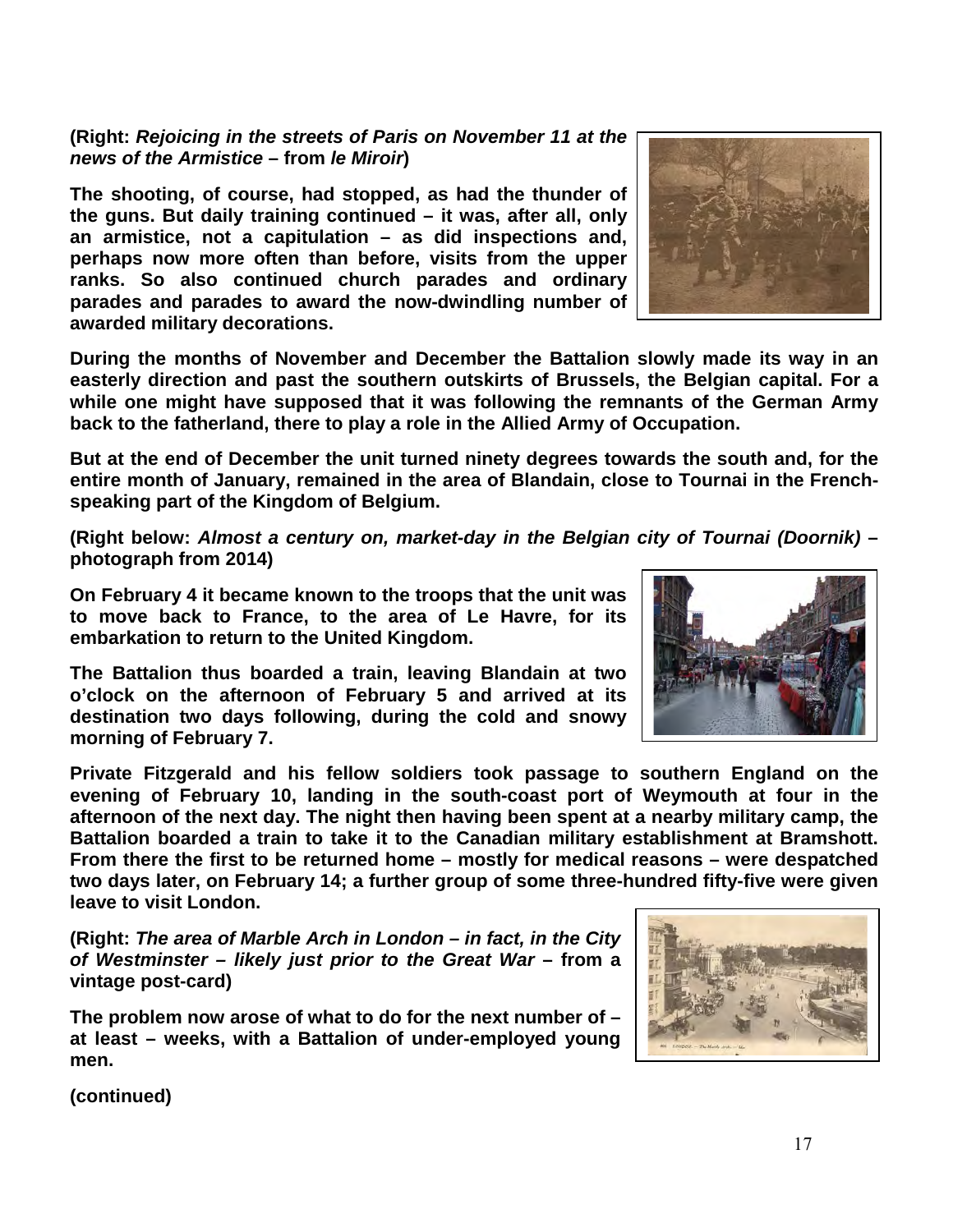**(Right: *Rejoicing in the streets of Paris on November 11 at the news of the Armistice* – from *le Miroir*)**

**The shooting, of course, had stopped, as had the thunder of the guns. But daily training continued – it was, after all, only an armistice, not a capitulation – as did inspections and, perhaps now more often than before, visits from the upper ranks. So also continued church parades and ordinary parades and parades to award the now-dwindling number of awarded military decorations.**

**During the months of November and December the Battalion slowly made its way in an easterly direction and past the southern outskirts of Brussels, the Belgian capital. For a while one might have supposed that it was following the remnants of the German Army back to the fatherland, there to play a role in the Allied Army of Occupation.**

**But at the end of December the unit turned ninety degrees towards the south and, for the entire month of January, remained in the area of Blandain, close to Tournai in the French-speaking part of the Kingdom of Belgium.**

**(Right below: *Almost a century on, market-day in the Belgian city of Tournai (Doornik)* – photograph from 2014)**

**On February 4 it became known to the troops that the unit was to move back to France, to the area of Le Havre, for its embarkation to return to the United Kingdom.**

**The Battalion thus boarded a train, leaving Blandain at two o'clock on the afternoon of February 5 and arrived at its destination two days following, during the cold and snowy morning of February 7.**

**Private Fitzgerald and his fellow soldiers took passage to southern England on the evening of February 10, landing in the south-coast port of Weymouth at four in the afternoon of the next day. The night then having been spent at a nearby military camp, the Battalion boarded a train to take it to the Canadian military establishment at Bramshott. From there the first to be returned home – mostly for medical reasons – were despatched two days later, on February 14; a further group of some three-hundred fifty-five were given leave to visit London.**

**(Right: *The area of Marble Arch in London – in fact, in the City of Westminster – likely just prior to the Great War* – from a vintage post-card)**

**The problem now arose of what to do for the next number of – at least – weeks, with a Battalion of under-employed young men.**

**(continued)**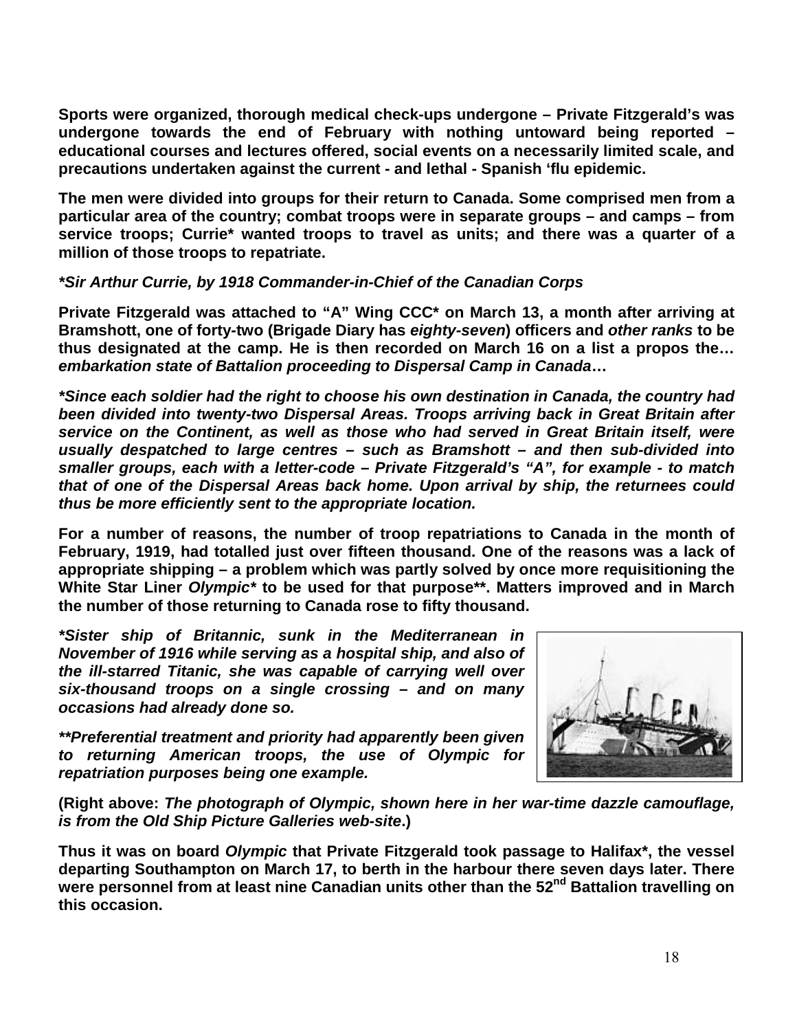**Sports were organized, thorough medical check-ups undergone – Private Fitzgerald's was undergone towards the end of February with nothing untoward being reported – educational courses and lectures offered, social events on a necessarily limited scale, and precautions undertaken against the current - and lethal - Spanish 'flu epidemic.**

**The men were divided into groups for their return to Canada. Some comprised men from a particular area of the country; combat troops were in separate groups – and camps – from service troops; Currie* wanted troops to travel as units; and there was a quarter of a million of those troops to repatriate.**

***\*Sir Arthur Currie, by 1918 Commander-in-Chief of the Canadian Corps***

**Private Fitzgerald was attached to "A" Wing CCC* on March 13, a month after arriving at Bramshott, one of forty-two (Brigade Diary has *eighty-seven*) officers and *other ranks* to be thus designated at the camp. He is then recorded on March 16 on a list a propos the… *embarkation state of Battalion proceeding to Dispersal Camp in Canada*…**

***\*Since each soldier had the right to choose his own destination in Canada, the country had been divided into twenty-two Dispersal Areas. Troops arriving back in Great Britain after service on the Continent, as well as those who had served in Great Britain itself, were usually despatched to large centres – such as Bramshott – and then sub-divided into smaller groups, each with a letter-code – Private Fitzgerald's "A", for example - to match that of one of the Dispersal Areas back home. Upon arrival by ship, the returnees could thus be more efficiently sent to the appropriate location.***

**For a number of reasons, the number of troop repatriations to Canada in the month of February, 1919, had totalled just over fifteen thousand. One of the reasons was a lack of appropriate shipping – a problem which was partly solved by once more requisitioning the White Star Liner *Olympic** to be used for that purpose**. Matters improved and in March the number of those returning to Canada rose to fifty thousand.**

***\*Sister ship of Britannic, sunk in the Mediterranean in November of 1916 while serving as a hospital ship, and also of the ill-starred Titanic, she was capable of carrying well over six-thousand troops on a single crossing – and on many occasions had already done so.***

***\*\*Preferential treatment and priority had apparently been given to returning American troops, the use of Olympic for repatriation purposes being one example.***

**(Right above: *The photograph of Olympic, shown here in her war-time dazzle camouflage, is from the Old Ship Picture Galleries web-site*.)**

**Thus it was on board *Olympic* that Private Fitzgerald took passage to Halifax*, the vessel departing Southampton on March 17, to berth in the harbour there seven days later. There were personnel from at least nine Canadian units other than the 52nd Battalion travelling on this occasion.**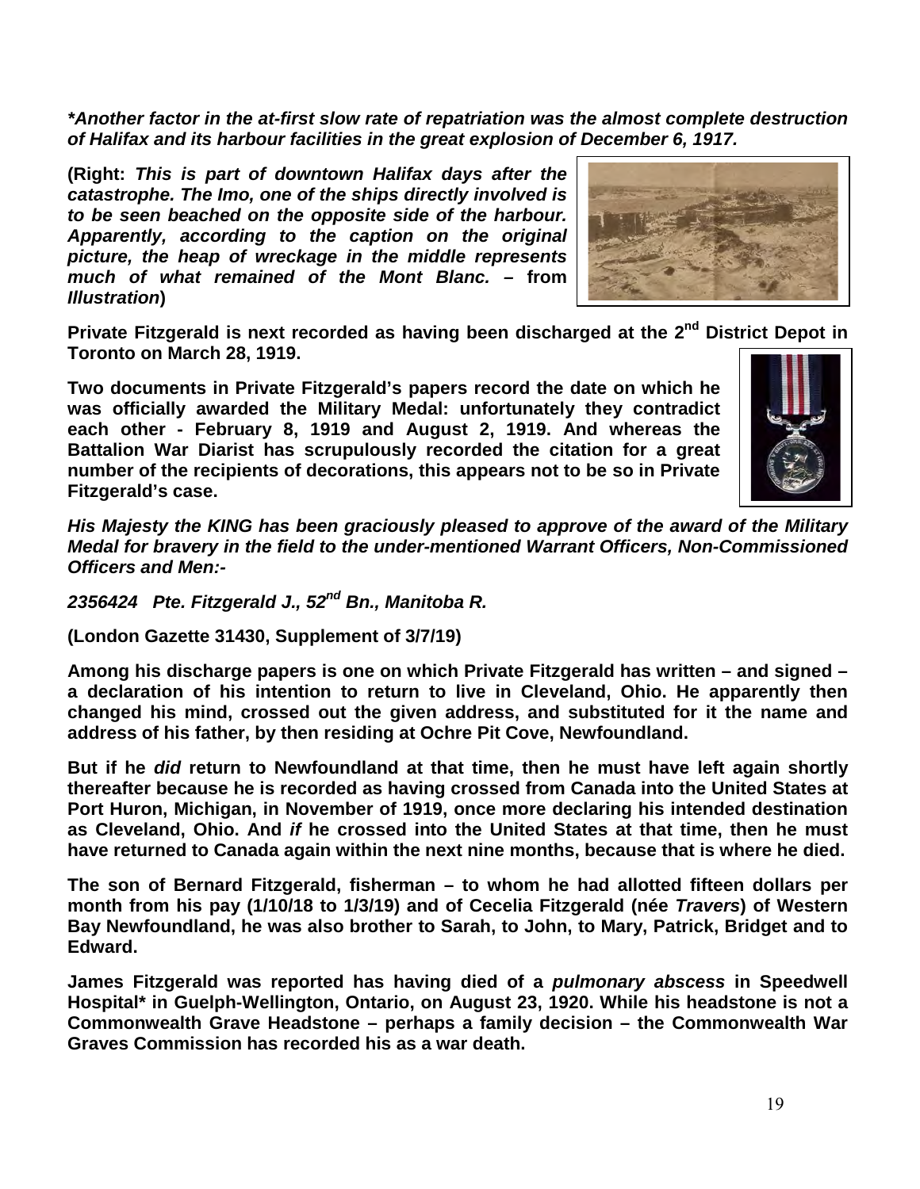***Another factor in the at-first slow rate of repatriation was the almost complete destruction of Halifax and its harbour facilities in the great explosion of December 6, 1917.***

**(Right: *This is part of downtown Halifax days after the catastrophe. The Imo, one of the ships directly involved is to be seen beached on the opposite side of the harbour. Apparently, according to the caption on the original picture, the heap of wreckage in the middle represents much of what remained of the Mont Blanc.* – from *Illustration*)**

**Private Fitzgerald is next recorded as having been discharged at the 2nd District Depot in Toronto on March 28, 1919.**

**Two documents in Private Fitzgerald's papers record the date on which he was officially awarded the Military Medal: unfortunately they contradict each other - February 8, 1919 and August 2, 1919. And whereas the Battalion War Diarist has scrupulously recorded the citation for a great number of the recipients of decorations, this appears not to be so in Private Fitzgerald's case.**

***His Majesty the KING has been graciously pleased to approve of the award of the Military Medal for bravery in the field to the under-mentioned Warrant Officers, Non-Commissioned Officers and Men:-***

***2356424 Pte. Fitzgerald J., 52nd Bn., Manitoba R.***

**(London Gazette 31430, Supplement of 3/7/19)**

**Among his discharge papers is one on which Private Fitzgerald has written – and signed – a declaration of his intention to return to live in Cleveland, Ohio. He apparently then changed his mind, crossed out the given address, and substituted for it the name and address of his father, by then residing at Ochre Pit Cove, Newfoundland.**

**But if he *did* return to Newfoundland at that time, then he must have left again shortly thereafter because he is recorded as having crossed from Canada into the United States at Port Huron, Michigan, in November of 1919, once more declaring his intended destination as Cleveland, Ohio. And *if* he crossed into the United States at that time, then he must have returned to Canada again within the next nine months, because that is where he died.**

**The son of Bernard Fitzgerald, fisherman – to whom he had allotted fifteen dollars per month from his pay (1/10/18 to 1/3/19) and of Cecelia Fitzgerald (née *Travers*) of Western Bay Newfoundland, he was also brother to Sarah, to John, to Mary, Patrick, Bridget and to Edward.**

**James Fitzgerald was reported has having died of a *pulmonary abscess* in Speedwell Hospital* in Guelph-Wellington, Ontario, on August 23, 1920. While his headstone is not a Commonwealth Grave Headstone – perhaps a family decision – the Commonwealth War Graves Commission has recorded his as a war death.**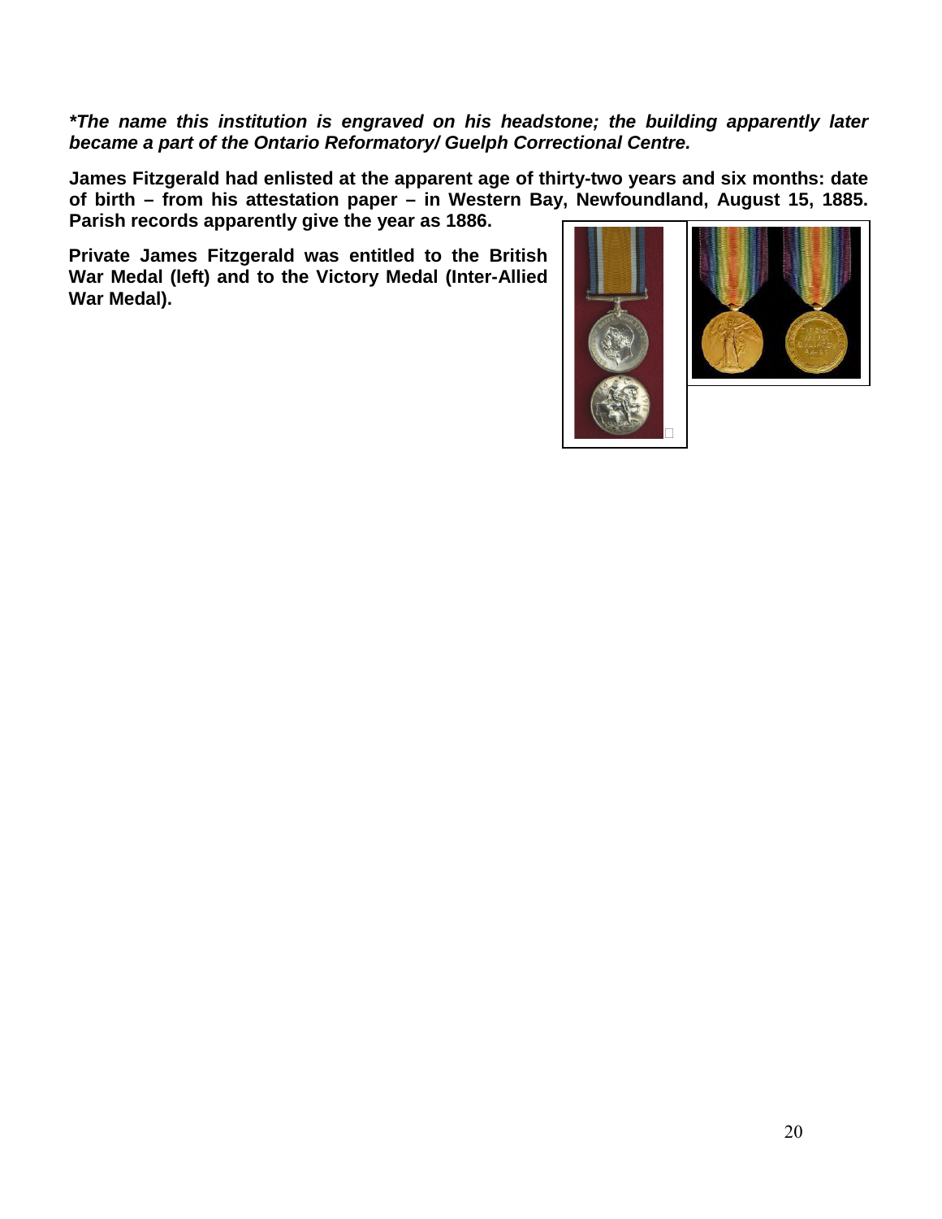***The name this institution is engraved on his headstone; the building apparently later became a part of the Ontario Reformatory/ Guelph Correctional Centre.***

**James Fitzgerald had enlisted at the apparent age of thirty-two years and six months: date of birth – from his attestation paper – in Western Bay, Newfoundland, August 15, 1885. Parish records apparently give the year as 1886.**

**Private James Fitzgerald was entitled to the British War Medal (left) and to the Victory Medal (Inter-Allied War Medal).**